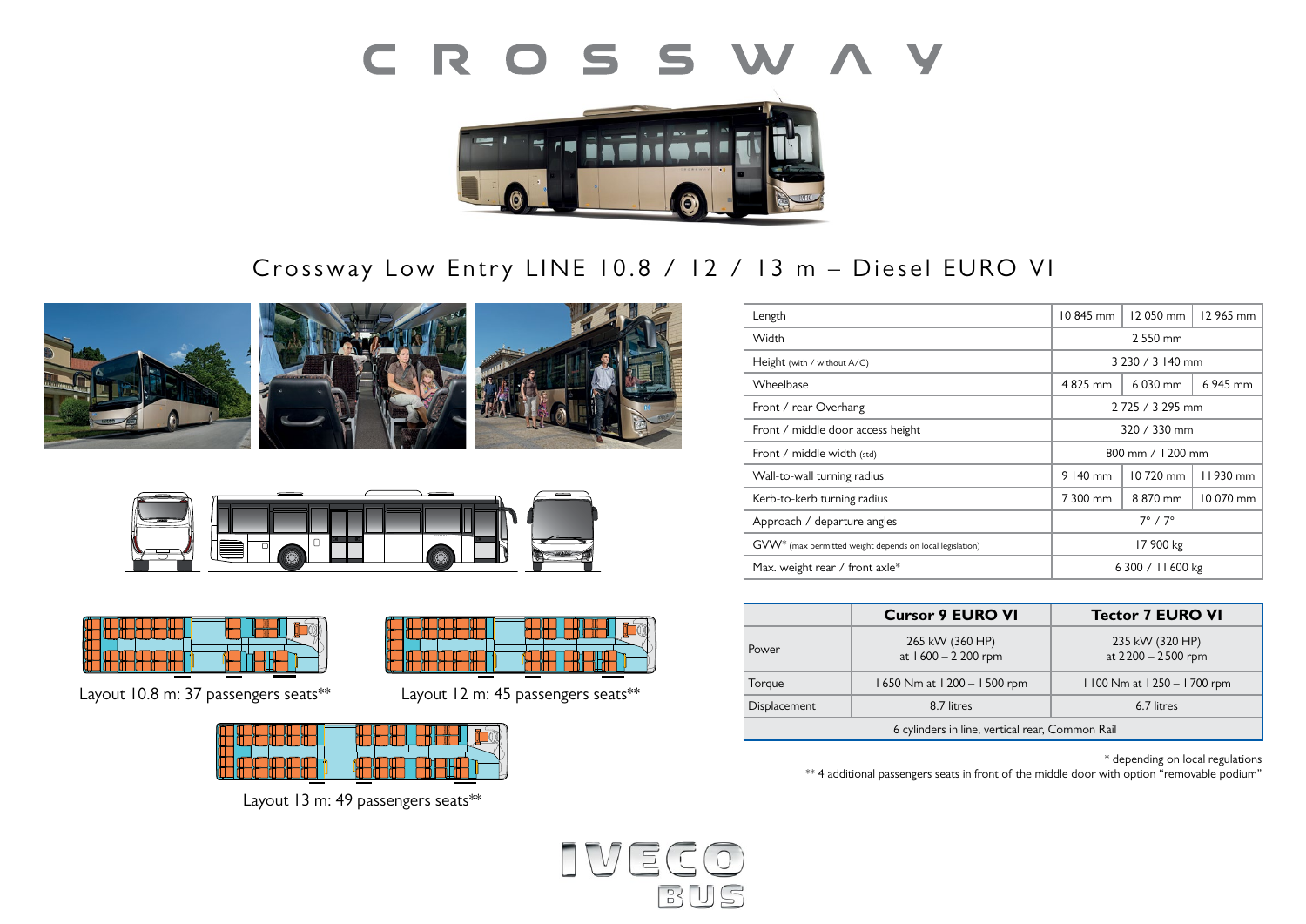# CROSSWAY

## Crossway Low Entry LINE 10.8 / 12 / 13 m – Diesel EURO VI

| | | | |
|---|---|---|---|
| Length | 10 845 mm | 12 050 mm | 12 965 mm |
| Width | 2 550 mm | | |
| Height (with / without A/C) | 3 230 / 3 140 mm | | |
| Wheelbase | 4 825 mm | 6 030 mm | 6 945 mm |
| Front / rear Overhang | 2 725 / 3 295 mm | | |
| Front / middle door access height | 320 / 330 mm | | |
| Front / middle width (std) | 800 mm / 1 200 mm | | |
| Wall-to-wall turning radius | 9 140 mm | 10 720 mm | 11 930 mm |
| Kerb-to-kerb turning radius | 7 300 mm | 8 870 mm | 10 070 mm |
| Approach / departure angles | 7° / 7° | | |
| GVW* (max permitted weight depends on local legislation) | 17 900 kg | | |
| Max. weight rear / front axle* | 6 300 / 11 600 kg | | |

| | Cursor 9 EURO VI | Tector 7 EURO VI |
|---|---|---|
| Power | 265 kW (360 HP) at 1 600 – 2 200 rpm | 235 kW (320 HP) at 2200 – 2500 rpm |
| Torque | 1 650 Nm at 1 200 – 1 500 rpm | 1 100 Nm at 1 250 – 1 700 rpm |
| Displacement | 8.7 litres | 6.7 litres |
| 6 cylinders in line, vertical rear, Common Rail | | |

\* depending on local regulations

\*\* 4 additional passengers seats in front of the middle door with option "removable podium"

Layout 10.8 m: 37 passengers seats**

Layout 12 m: 45 passengers seats**

Layout 13 m: 49 passengers seats**

IVECO BUS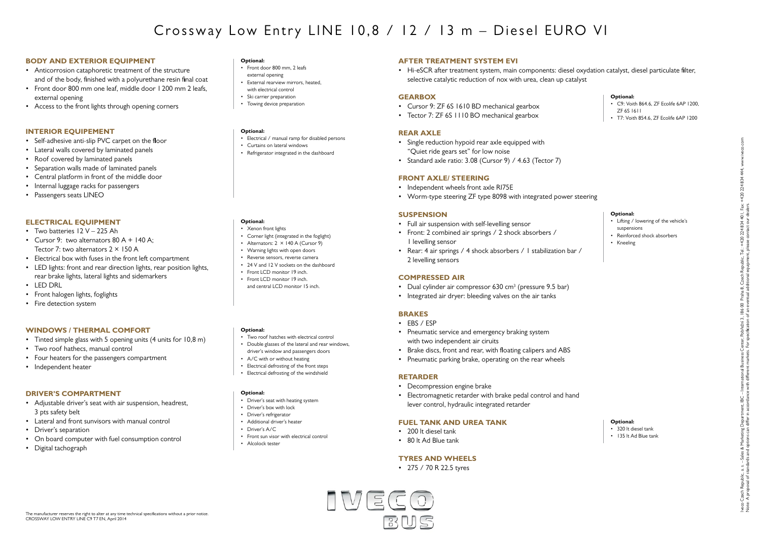# Crossway Low Entry LINE 10,8 / 12 / 13 m – Diesel EURO VI

## BODY AND EXTERIOR EQUIPMENT

- Anticorrosion cataphoretic treatment of the structure and of the body, finished with a polyurethane resin final coat
- Front door 800 mm one leaf, middle door 1 200 mm 2 leafs, external opening
- Access to the front lights through opening corners

**Optional:**

- Front door 800 mm, 2 leafs external opening
- External rearview mirrors, heated, with electrical control
- Ski carrier preparation
- Towing device preparation

## INTERIOR EQUIPEMENT

- Self-adhesive anti-slip PVC carpet on the floor
- Lateral walls covered by laminated panels
- Roof covered by laminated panels
- Separation walls made of laminated panels
- Central platform in front of the middle door
- Internal luggage racks for passengers
- Passengers seats LINEO

**Optional:**

- Electrical / manual ramp for disabled persons
- Curtains on lateral windows
- Refrigerator integrated in the dashboard

## ELECTRICAL EQUIPMENT

- Two batteries 12 V – 225 Ah
- Cursor 9: two alternators 80 A + 140 A; Tector 7: two alternators 2 × 150 A
- Electrical box with fuses in the front left compartment
- LED lights: front and rear direction lights, rear position lights, rear brake lights, lateral lights and sidemarkers
- LED DRL
- Front halogen lights, foglights
- Fire detection system

**Optional:**

- Xenon front lights
- Corner light (integrated in the foglight)
- Alternators: 2 × 140 A (Cursor 9)
- Warning lights with open doors
- Reverse sensors, reverse camera
- 24 V and 12 V sockets on the dashboard
- Front LCD monitor 19 inch.
- Front LCD monitor 19 inch. and central LCD monitor 15 inch.

## WINDOWS / THERMAL COMFORT

- Tinted simple glass with 5 opening units (4 units for 10,8 m)
- Two roof hathecs, manual control
- Four heaters for the passengers compartment
- Independent heater

**Optional:**

- Two roof hatches with electrical control
- Double glasses of the lateral and rear windows, driver's window and passengers doors
- A/C with or without heating
- Electrical defrosting of the front steps
- Electrical defrosting of the windshield

## DRIVER'S COMPARTMENT

- Adjustable driver's seat with air suspension, headrest, 3 pts safety belt
- Lateral and front sunvisors with manual control
- Driver's separation
- On board computer with fuel consumption control
- Digital tachograph

**Optional:**

- Driver's seat with heating system
- Driver's box with lock
- Driver's refrigerator
- Additional driver's heater
- Driver's A/C
- Front sun visor with electrical control
- Alcolock tester

## AFTER TREATMENT SYSTEM EVI

- Hi-eSCR after treatment system, main components: diesel oxydation catalyst, diesel particulate filter, selective catalytic reduction of nox with urea, clean up catalyst

## GEARBOX

- Cursor 9: ZF 6S 1610 BD mechanical gearbox
- Tector 7: ZF 6S 1110 BO mechanical gearbox

**Optional:**

- C9: Voith 864.6, ZF Ecolife 6AP 1200, ZF 6S 1611
- T7: Voith 854.6, ZF Ecolife 6AP 1200

## REAR AXLE

- Single reduction hypoid rear axle equipped with "Quiet ride gears set" for low noise
- Standard axle ratio: 3.08 (Cursor 9) / 4.63 (Tector 7)

## FRONT AXLE/ STEERING

- Independent wheels front axle RI75E
- Worm-type steering ZF type 8098 with integrated power steering

## SUSPENSION

- Full air suspension with self-levelling sensor
- Front: 2 combined air springs / 2 shock absorbers / 1 levelling sensor
- Rear: 4 air springs / 4 shock absorbers / 1 stabilization bar / 2 levelling sensors

**Optional:**

- Lifting / lowering of the vehicle's suspensions
- Reinforced shock absorbers
- Kneeling

## COMPRESSED AIR

- Dual cylinder air compressor 630 cm$^3$ (pressure 9.5 bar)
- Integrated air dryer: bleeding valves on the air tanks

## BRAKES

- EBS / ESP
- Pneumatic service and emergency braking system with two independent air ciruits
- Brake discs, front and rear, with floating calipers and ABS
- Pneumatic parking brake, operating on the rear wheels

## RETARDER

- Decompression engine brake
- Electromagnetic retarder with brake pedal control and hand lever control, hydraulic integrated retarder

## FUEL TANK AND UREA TANK

- 200 lt diesel tank
- 80 lt Ad Blue tank

**Optional:**

- 320 lt diesel tank
- 135 lt Ad Blue tank

## TYRES AND WHEELS

- 275 / 70 R 22.5 tyres

The manufacturer reserves the right to alter at any time technical specifications without a prior notice.
CROSSWAY LOW ENTRY LINE C9 T7 EN, April 2014

IVECO BUS

Iveco Czech Republic, a. s. – Sales & Marketing Department, IBC – International Business Center, Pobřežní 3, 186 00 Praha 8, Czech Republic, Tel.: +420 224 834 401, Fax: +420 224 834 444, www.iveco.com
Note: A proposal of standards and options can differ in accordance with different markets. For specification of an eventual additional equipment, please contact our dealers.